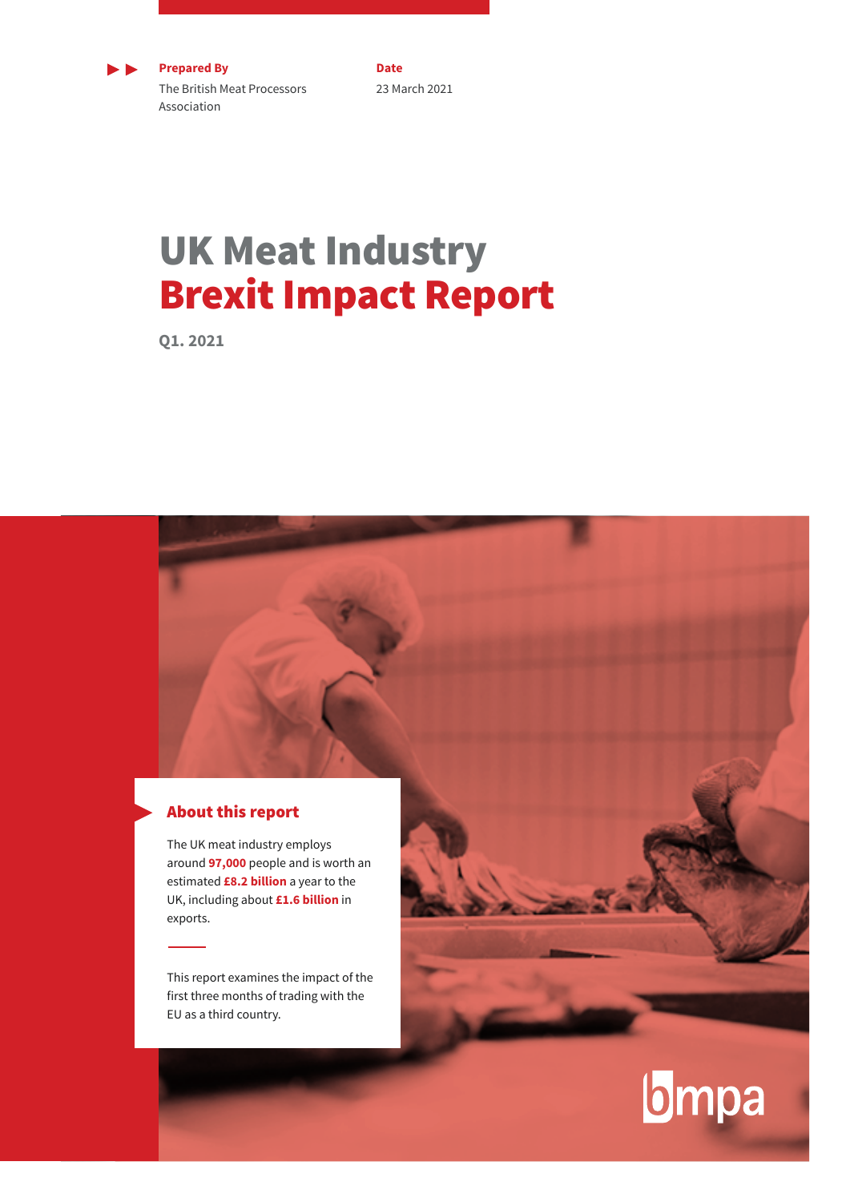**Prepared By**
The British Meat Processors Association

**Date**
23 March 2021

# UK Meat Industry Brexit Impact Report

**Q1. 2021**

## About this report

The UK meat industry employs around **97,000** people and is worth an estimated **£8.2 billion** a year to the UK, including about **£1.6 billion** in exports.

This report examines the impact of the first three months of trading with the EU as a third country.

bmpa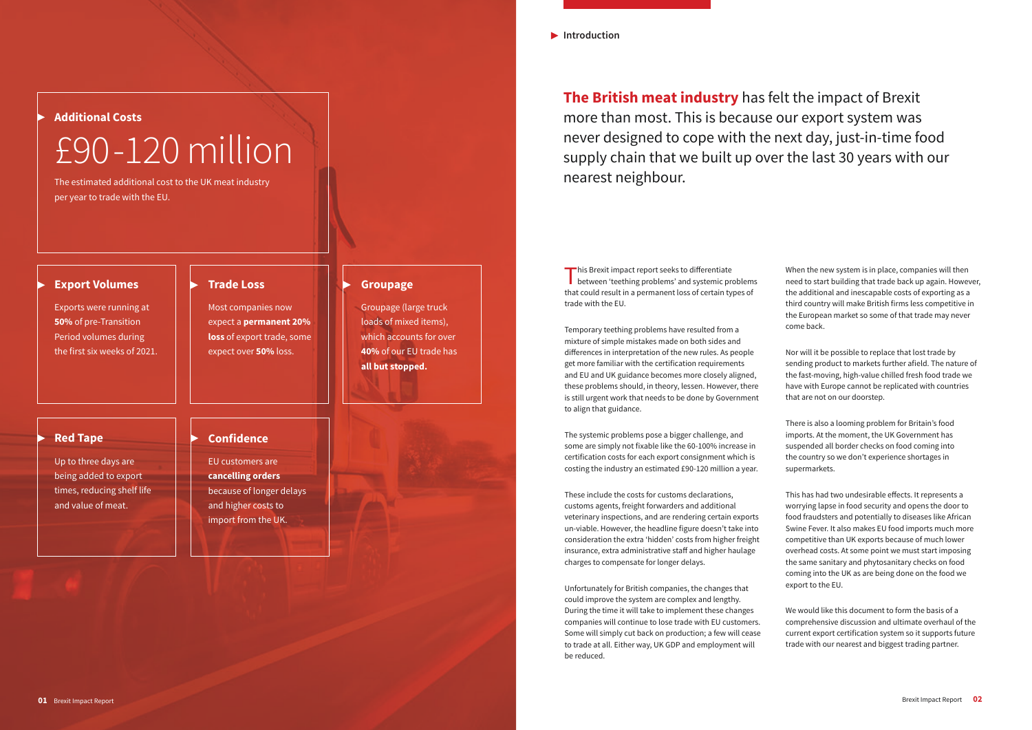## Additional Costs

# £90-120 million

The estimated additional cost to the UK meat industry per year to trade with the EU.

### Export Volumes

Exports were running at **50%** of pre-Transition Period volumes during the first six weeks of 2021.

### Trade Loss

Most companies now expect a **permanent 20% loss** of export trade, some expect over **50%** loss.

### Groupage

Groupage (large truck loads of mixed items), which accounts for over **40%** of our EU trade has **all but stopped.**

### Red Tape

Up to three days are being added to export times, reducing shelf life and value of meat.

### Confidence

EU customers are **cancelling orders** because of longer delays and higher costs to import from the UK.

## Introduction

**The British meat industry** has felt the impact of Brexit more than most. This is because our export system was never designed to cope with the next day, just-in-time food supply chain that we built up over the last 30 years with our nearest neighbour.

This Brexit impact report seeks to differentiate between 'teething problems' and systemic problems that could result in a permanent loss of certain types of trade with the EU.

Temporary teething problems have resulted from a mixture of simple mistakes made on both sides and differences in interpretation of the new rules. As people get more familiar with the certification requirements and EU and UK guidance becomes more closely aligned, these problems should, in theory, lessen. However, there is still urgent work that needs to be done by Government to align that guidance.

The systemic problems pose a bigger challenge, and some are simply not fixable like the 60-100% increase in certification costs for each export consignment which is costing the industry an estimated £90-120 million a year.

These include the costs for customs declarations, customs agents, freight forwarders and additional veterinary inspections, and are rendering certain exports un-viable. However, the headline figure doesn't take into consideration the extra 'hidden' costs from higher freight insurance, extra administrative staff and higher haulage charges to compensate for longer delays.

Unfortunately for British companies, the changes that could improve the system are complex and lengthy. During the time it will take to implement these changes companies will continue to lose trade with EU customers. Some will simply cut back on production; a few will cease to trade at all. Either way, UK GDP and employment will be reduced.

When the new system is in place, companies will then need to start building that trade back up again. However, the additional and inescapable costs of exporting as a third country will make British firms less competitive in the European market so some of that trade may never come back.

Nor will it be possible to replace that lost trade by sending product to markets further afield. The nature of the fast-moving, high-value chilled fresh food trade we have with Europe cannot be replicated with countries that are not on our doorstep.

There is also a looming problem for Britain's food imports. At the moment, the UK Government has suspended all border checks on food coming into the country so we don't experience shortages in supermarkets.

This has had two undesirable effects. It represents a worrying lapse in food security and opens the door to food fraudsters and potentially to diseases like African Swine Fever. It also makes EU food imports much more competitive than UK exports because of much lower overhead costs. At some point we must start imposing the same sanitary and phytosanitary checks on food coming into the UK as are being done on the food we export to the EU.

We would like this document to form the basis of a comprehensive discussion and ultimate overhaul of the current export certification system so it supports future trade with our nearest and biggest trading partner.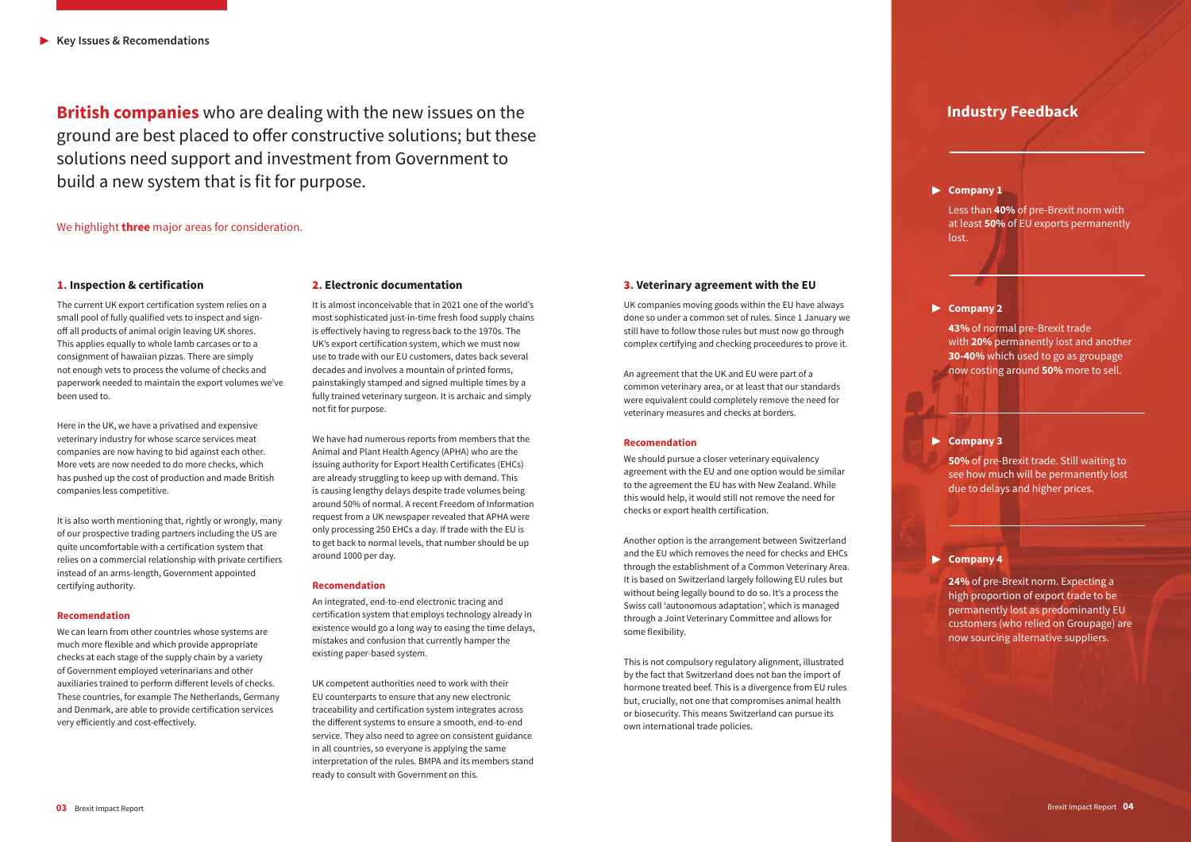Key Issues & Recomendations

**British companies** who are dealing with the new issues on the ground are best placed to offer constructive solutions; but these solutions need support and investment from Government to build a new system that is fit for purpose.

We highlight **three** major areas for consideration.

### 1. Inspection & certification

The current UK export certification system relies on a small pool of fully qualified vets to inspect and sign-off all products of animal origin leaving UK shores. This applies equally to whole lamb carcases or to a consignment of hawaiian pizzas. There are simply not enough vets to process the volume of checks and paperwork needed to maintain the export volumes we've been used to.

Here in the UK, we have a privatised and expensive veterinary industry for whose scarce services meat companies are now having to bid against each other. More vets are now needed to do more checks, which has pushed up the cost of production and made British companies less competitive.

It is also worth mentioning that, rightly or wrongly, many of our prospective trading partners including the US are quite uncomfortable with a certification system that relies on a commercial relationship with private certifiers instead of an arms-length, Government appointed certifying authority.

#### Recomendation

We can learn from other countries whose systems are much more flexible and which provide appropriate checks at each stage of the supply chain by a variety of Government employed veterinarians and other auxiliaries trained to perform different levels of checks. These countries, for example The Netherlands, Germany and Denmark, are able to provide certification services very efficiently and cost-effectively.

### 2. Electronic documentation

It is almost inconceivable that in 2021 one of the world's most sophisticated just-in-time fresh food supply chains is effectively having to regress back to the 1970s. The UK's export certification system, which we must now use to trade with our EU customers, dates back several decades and involves a mountain of printed forms, painstakingly stamped and signed multiple times by a fully trained veterinary surgeon. It is archaic and simply not fit for purpose.

We have had numerous reports from members that the Animal and Plant Health Agency (APHA) who are the issuing authority for Export Health Certificates (EHCs) are already struggling to keep up with demand. This is causing lengthy delays despite trade volumes being around 50% of normal. A recent Freedom of Information request from a UK newspaper revealed that APHA were only processing 250 EHCs a day. If trade with the EU is to get back to normal levels, that number should be up around 1000 per day.

#### Recomendation

An integrated, end-to-end electronic tracing and certification system that employs technology already in existence would go a long way to easing the time delays, mistakes and confusion that currently hamper the existing paper-based system.

UK competent authorities need to work with their EU counterparts to ensure that any new electronic traceability and certification system integrates across the different systems to ensure a smooth, end-to-end service. They also need to agree on consistent guidance in all countries, so everyone is applying the same interpretation of the rules. BMPA and its members stand ready to consult with Government on this.

### 3. Veterinary agreement with the EU

UK companies moving goods within the EU have always done so under a common set of rules. Since 1 January we still have to follow those rules but must now go through complex certifying and checking proceedures to prove it.

An agreement that the UK and EU were part of a common veterinary area, or at least that our standards were equivalent could completely remove the need for veterinary measures and checks at borders.

#### Recomendation

We should pursue a closer veterinary equivalency agreement with the EU and one option would be similar to the agreement the EU has with New Zealand. While this would help, it would still not remove the need for checks or export health certification.

Another option is the arrangement between Switzerland and the EU which removes the need for checks and EHCs through the establishment of a Common Veterinary Area. It is based on Switzerland largely following EU rules but without being legally bound to do so. It's a process the Swiss call 'autonomous adaptation', which is managed through a Joint Veterinary Committee and allows for some flexibility.

This is not compulsory regulatory alignment, illustrated by the fact that Switzerland does not ban the import of hormone treated beef. This is a divergence from EU rules but, crucially, not one that compromises animal health or biosecurity. This means Switzerland can pursue its own international trade policies.

## Industry Feedback

**Company 1**

Less than **40%** of pre-Brexit norm with at least **50%** of EU exports permanently lost.

**Company 2**

**43%** of normal pre-Brexit trade with **20%** permanently lost and another **30-40%** which used to go as groupage now costing around **50%** more to sell.

**Company 3**

**50%** of pre-Brexit trade. Still waiting to see how much will be permanently lost due to delays and higher prices.

**Company 4**

**24%** of pre-Brexit norm. Expecting a high proportion of export trade to be permanently lost as predominantly EU customers (who relied on Groupage) are now sourcing alternative suppliers.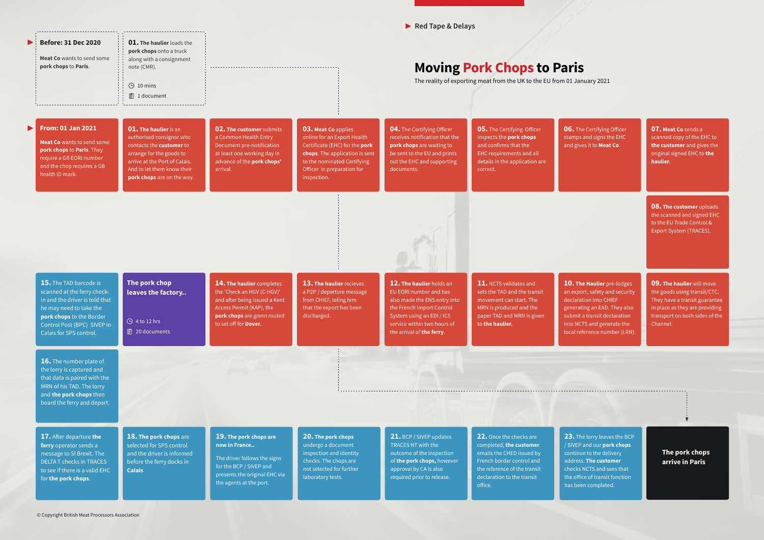Red Tape & Delays

# Moving Pork Chops to Paris

The reality of exporting meat from the UK to the EU from 01 January 2021

## Before: 31 Dec 2020

**Meat Co** wants to send some **pork chops** to **Paris**.

**01. The haulier** loads the **pork chops** onto a truck along with a consignment note (CMR).

- 10 mins
- 1 document

## From: 01 Jan 2021

**Meat Co** wants to send some **pork chops** to **Paris**. They require a GB EORI number and the chop requires a GB health ID mark.

**01. The haulier** is an authorised consignor who contacts the **customer** to arrange for the goods to arrive at the Port of Calais. And to let them know their **pork chops** are on the way.

**02. The customer** submits a Common Health Entry Document pre-notification at least one working day in advance of the **pork chops'** arrival.

**03. Meat Co** applies online for an Export Health Certificate (EHC) for the **pork chops**. The application is sent to the nominated Certifying Officer in preparation for inspection.

**04.** The Certifying Officer receives notification that the **pork chops** are waiting to be sent to the EU and prints out the EHC and supporting documents.

**05.** The Certifying Officer inspects the **pork chops** and confirms that the EHC requirements and all details in the application are correct.

**06.** The Certifying Officer stamps and signs the EHC and gives it to **Meat Co**.

**07. Meat Co** sends a scanned copy of the EHC to **the customer** and gives the original signed EHC to **the haulier.**

**08. The customer** uploads the scanned and signed EHC to the EU Trade Control & Export System (TRACES).

**09. The haulier** will move the goods using transit/CTC. They have a transit guarantee in place as they are providing transport on both sides of the Channel.

**10. The Haulier** pre-lodges an export, safety and security declaration into CHIEF generating an EAD. They also submit a transit declaration into NCTS and generate the local reference number (LRN).

**11.** NCTS validates and sets the TAD and the transit movement can start. The MRN is produced and the paper TAD and MRN is given to **the haulier.**

**12. The haulier** holds an EU EORI number and has also made the ENS entry into the French Import Control System using an EDI / ICS service within two hours of the arrival of **the ferry**.

**13. The haulier** recieves a P2P / departure message from CHIEF, telling him that the export has been discharged.

**14. The haulier** completes the 'Check an HGV (C-HGV)' and after being issued a Kent Access Permit (KAP), the **pork chops** are green routed to set off for **Dover.**

**The pork chop leaves the factory..**

- 4 to 12 hrs
- 20 documents

**15.** The TAD barcode is scanned at the ferry check-in and the driver is told that he may need to take the **pork chops** to the Border Control Post (BPC) SIVEP in Calais for SPS control.

**16.** The number plate of the lorry is captured and that data is paired with the MRN of his TAD. The lorry and **the pork chops** then board the ferry and depart.

**17.** After departure **the ferry** operator sends a message to SI Brexit. The DELTA T checks in TRACES to see if there is a valid EHC for **the pork chops**.

**18. The pork chops** are selected for SPS control and the driver is informed before the ferry docks in **Calais**

**19. The pork chops are now in France..**

The driver follows the signs for the BCP / SIVEP and presents the original EHC via the agents at the port.

**20. The pork chops** undergo a document inspection and identity checks. The chops are not selected for further laboratory tests.

**21.** BCP / SIVEP updates TRACES NT with the outcome of the inspection of **the pork chops,** however approval by CA is also required prior to release.

**22.** Once the checks are completed, **the customer** emails the CHED issued by French border control and the reference of the transit declaration to the transit office.

**23.** The lorry leaves the BCP / SIVEP and our **pork chops** continue to the delivery address. **The customer** checks NCTS and sees that the office of transit function has been completed.

**The pork chops arrive in Paris**

© Copyright British Meat Processors Association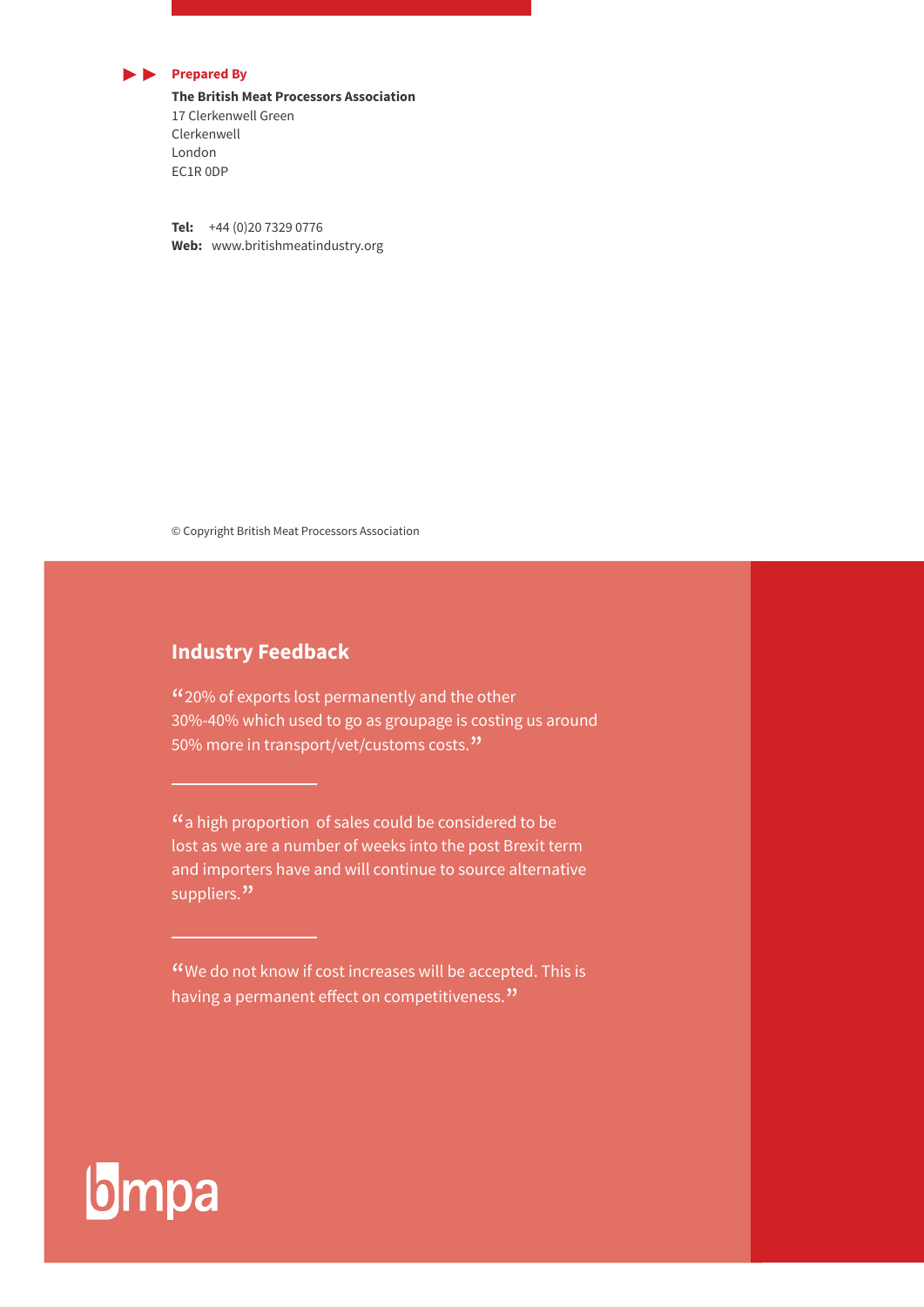**Prepared By**

**The British Meat Processors Association**
17 Clerkenwell Green
Clerkenwell
London
EC1R 0DP

**Tel:** +44 (0)20 7329 0776
**Web:** www.britishmeatindustry.org

© Copyright British Meat Processors Association

## Industry Feedback

"20% of exports lost permanently and the other 30%-40% which used to go as groupage is costing us around 50% more in transport/vet/customs costs."

---

"a high proportion of sales could be considered to be lost as we are a number of weeks into the post Brexit term and importers have and will continue to source alternative suppliers."

---

"We do not know if cost increases will be accepted. This is having a permanent effect on competitiveness."

bmpa